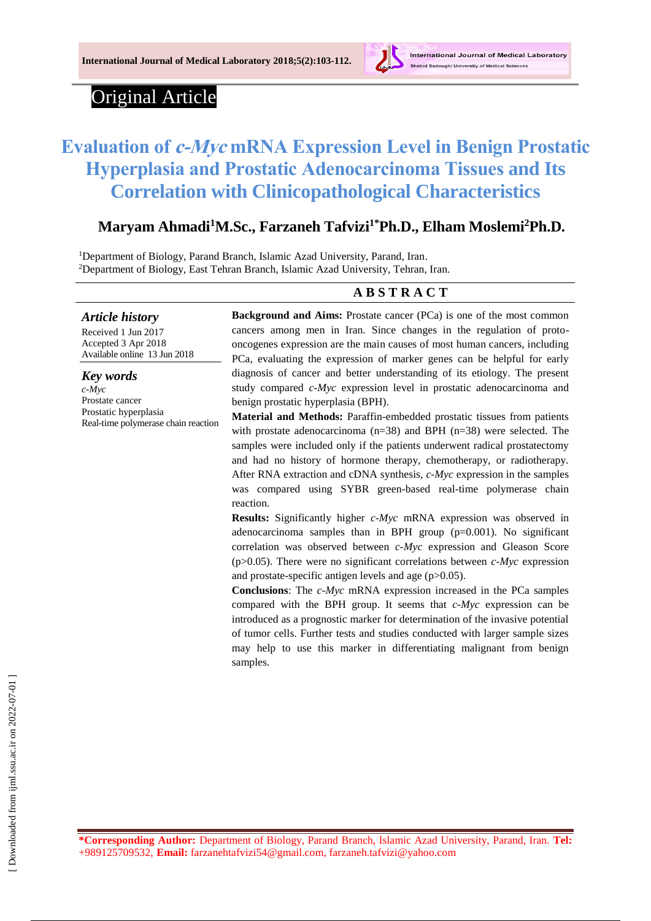Original Article

# Evaluation of *c-Myc* mRNA Expression Level in Benign Prostatic Hyperplasia and Prostatic Adenocarcinoma Tissues and Its Correlation with Clinicopathological Characteristics

**Maryam Ahmadi[1]M.Sc., Farzaneh Tafvizi[1*]Ph.D., Elham Moslemi[2]Ph.D.**

[1]Department of Biology, Parand Branch, Islamic Azad University, Parand, Iran.
[2]Department of Biology, East Tehran Branch, Islamic Azad University, Tehran, Iran.

### *Article history*

Received 1 Jun 2017
Accepted 3 Apr 2018
Available online 13 Jun 2018

### *Key words*

*c-Myc*
Prostate cancer
Prostatic hyperplasia
Real-time polymerase chain reaction

## ABSTRACT

**Background and Aims:** Prostate cancer (PCa) is one of the most common cancers among men in Iran. Since changes in the regulation of proto-oncogenes expression are the main causes of most human cancers, including PCa, evaluating the expression of marker genes can be helpful for early diagnosis of cancer and better understanding of its etiology. The present study compared *c-Myc* expression level in prostatic adenocarcinoma and benign prostatic hyperplasia (BPH).

**Material and Methods:** Paraffin-embedded prostatic tissues from patients with prostate adenocarcinoma (n=38) and BPH (n=38) were selected. The samples were included only if the patients underwent radical prostatectomy and had no history of hormone therapy, chemotherapy, or radiotherapy. After RNA extraction and cDNA synthesis, *c-Myc* expression in the samples was compared using SYBR green-based real-time polymerase chain reaction.

**Results:** Significantly higher *c-Myc* mRNA expression was observed in adenocarcinoma samples than in BPH group ($p=0.001$). No significant correlation was observed between *c-Myc* expression and Gleason Score ($p>0.05$). There were no significant correlations between *c-Myc* expression and prostate-specific antigen levels and age ($p>0.05$).

**Conclusions**: The *c-Myc* mRNA expression increased in the PCa samples compared with the BPH group. It seems that *c-Myc* expression can be introduced as a prognostic marker for determination of the invasive potential of tumor cells. Further tests and studies conducted with larger sample sizes may help to use this marker in differentiating malignant from benign samples.

**\*Corresponding Author:** Department of Biology, Parand Branch, Islamic Azad University, Parand, Iran. **Tel:** +989125709532, **Email:** farzanehtafvizi54@gmail.com, farzaneh.tafvizi@yahoo.com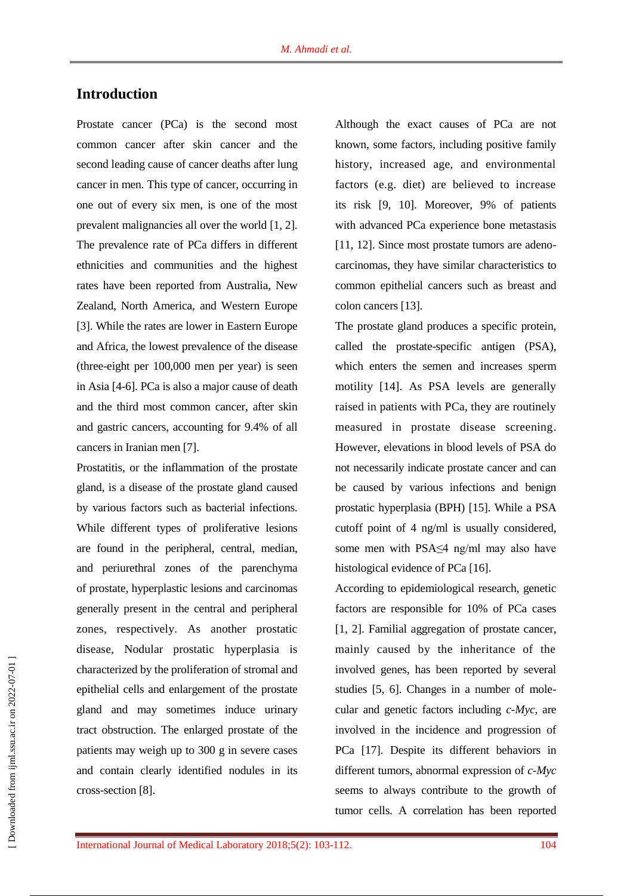## Introduction

Prostate cancer (PCa) is the second most common cancer after skin cancer and the second leading cause of cancer deaths after lung cancer in men. This type of cancer, occurring in one out of every six men, is one of the most prevalent malignancies all over the world [1, 2]. The prevalence rate of PCa differs in different ethnicities and communities and the highest rates have been reported from Australia, New Zealand, North America, and Western Europe [3]. While the rates are lower in Eastern Europe and Africa, the lowest prevalence of the disease (three-eight per 100,000 men per year) is seen in Asia [4-6]. PCa is also a major cause of death and the third most common cancer, after skin and gastric cancers, accounting for 9.4% of all cancers in Iranian men [7].

Prostatitis, or the inflammation of the prostate gland, is a disease of the prostate gland caused by various factors such as bacterial infections. While different types of proliferative lesions are found in the peripheral, central, median, and periurethral zones of the parenchyma of prostate, hyperplastic lesions and carcinomas generally present in the central and peripheral zones, respectively. As another prostatic disease, Nodular prostatic hyperplasia is characterized by the proliferation of stromal and epithelial cells and enlargement of the prostate gland and may sometimes induce urinary tract obstruction. The enlarged prostate of the patients may weigh up to 300 g in severe cases and contain clearly identified nodules in its cross-section [8].

Although the exact causes of PCa are not known, some factors, including positive family history, increased age, and environmental factors (e.g. diet) are believed to increase its risk [9, 10]. Moreover, 9% of patients with advanced PCa experience bone metastasis [11, 12]. Since most prostate tumors are adeno-carcinomas, they have similar characteristics to common epithelial cancers such as breast and colon cancers [13].

The prostate gland produces a specific protein, called the prostate-specific antigen (PSA), which enters the semen and increases sperm motility [14]. As PSA levels are generally raised in patients with PCa, they are routinely measured in prostate disease screening. However, elevations in blood levels of PSA do not necessarily indicate prostate cancer and can be caused by various infections and benign prostatic hyperplasia (BPH) [15]. While a PSA cutoff point of 4 ng/ml is usually considered, some men with PSA≤4 ng/ml may also have histological evidence of PCa [16].

According to epidemiological research, genetic factors are responsible for 10% of PCa cases [1, 2]. Familial aggregation of prostate cancer, mainly caused by the inheritance of the involved genes, has been reported by several studies [5, 6]. Changes in a number of mole-cular and genetic factors including *c-Myc*, are involved in the incidence and progression of PCa [17]. Despite its different behaviors in different tumors, abnormal expression of *c-Myc* seems to always contribute to the growth of tumor cells. A correlation has been reported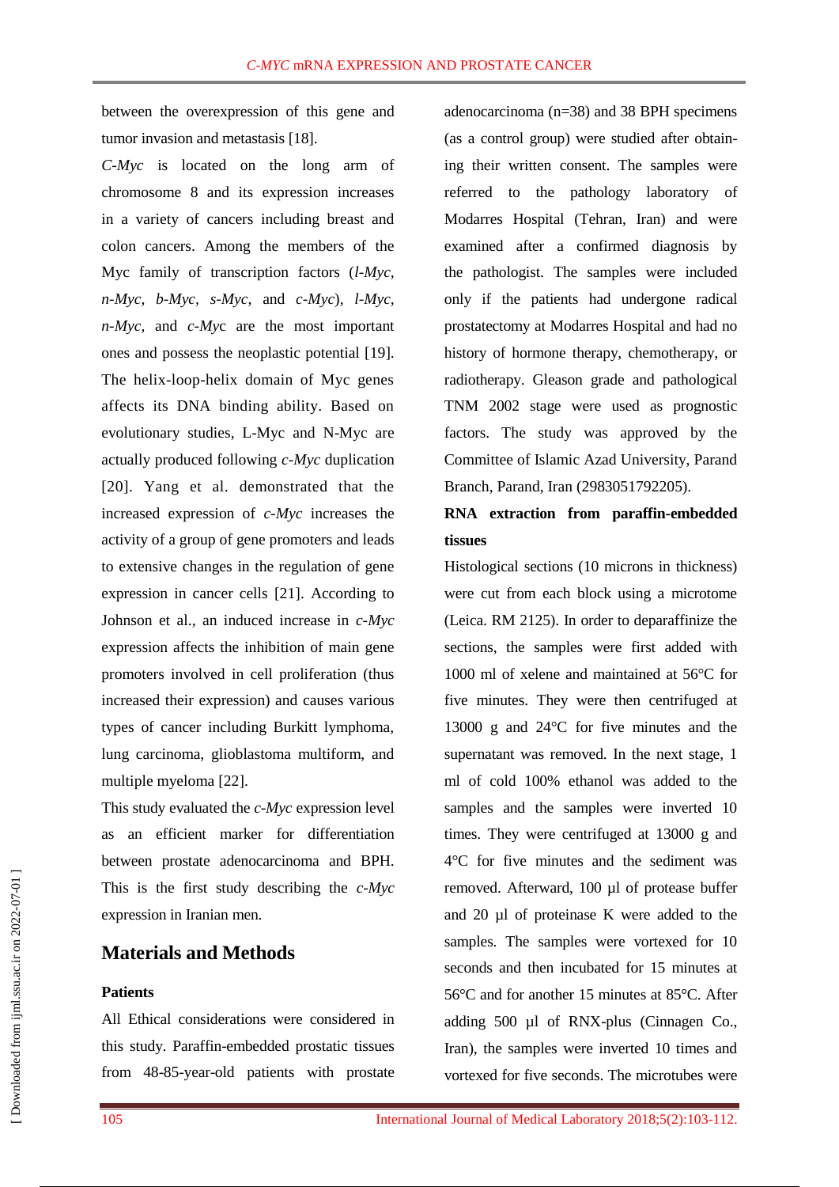between the overexpression of this gene and tumor invasion and metastasis [18].

*C-Myc* is located on the long arm of chromosome 8 and its expression increases in a variety of cancers including breast and colon cancers. Among the members of the Myc family of transcription factors (*l-Myc, n-Myc, b-Myc, s-Myc,* and *c-Myc*), *l-Myc, n-Myc,* and *c-My*c are the most important ones and possess the neoplastic potential [19]. The helix-loop-helix domain of Myc genes affects its DNA binding ability. Based on evolutionary studies, L-Myc and N-Myc are actually produced following *c-Myc* duplication [20]. Yang et al. demonstrated that the increased expression of *c-Myc* increases the activity of a group of gene promoters and leads to extensive changes in the regulation of gene expression in cancer cells [21]. According to Johnson et al., an induced increase in *c-Myc* expression affects the inhibition of main gene promoters involved in cell proliferation (thus increased their expression) and causes various types of cancer including Burkitt lymphoma, lung carcinoma, glioblastoma multiform, and multiple myeloma [22].

This study evaluated the *c-Myc* expression level as an efficient marker for differentiation between prostate adenocarcinoma and BPH. This is the first study describing the *c-Myc* expression in Iranian men.

## Materials and Methods

### Patients

All Ethical considerations were considered in this study. Paraffin-embedded prostatic tissues from 48-85-year-old patients with prostate adenocarcinoma (n=38) and 38 BPH specimens (as a control group) were studied after obtaining their written consent. The samples were referred to the pathology laboratory of Modarres Hospital (Tehran, Iran) and were examined after a confirmed diagnosis by the pathologist. The samples were included only if the patients had undergone radical prostatectomy at Modarres Hospital and had no history of hormone therapy, chemotherapy, or radiotherapy. Gleason grade and pathological TNM 2002 stage were used as prognostic factors. The study was approved by the Committee of Islamic Azad University, Parand Branch, Parand, Iran (2983051792205).

### RNA extraction from paraffin-embedded tissues

Histological sections (10 microns in thickness) were cut from each block using a microtome (Leica. RM 2125). In order to deparaffinize the sections, the samples were first added with 1000 ml of xelene and maintained at 56°C for five minutes. They were then centrifuged at 13000 g and 24°C for five minutes and the supernatant was removed. In the next stage, 1 ml of cold 100% ethanol was added to the samples and the samples were inverted 10 times. They were centrifuged at 13000 g and 4°C for five minutes and the sediment was removed. Afterward, 100 µl of protease buffer and 20 µl of proteinase K were added to the samples. The samples were vortexed for 10 seconds and then incubated for 15 minutes at 56°C and for another 15 minutes at 85°C. After adding 500 µl of RNX-plus (Cinnagen Co., Iran), the samples were inverted 10 times and vortexed for five seconds. The microtubes were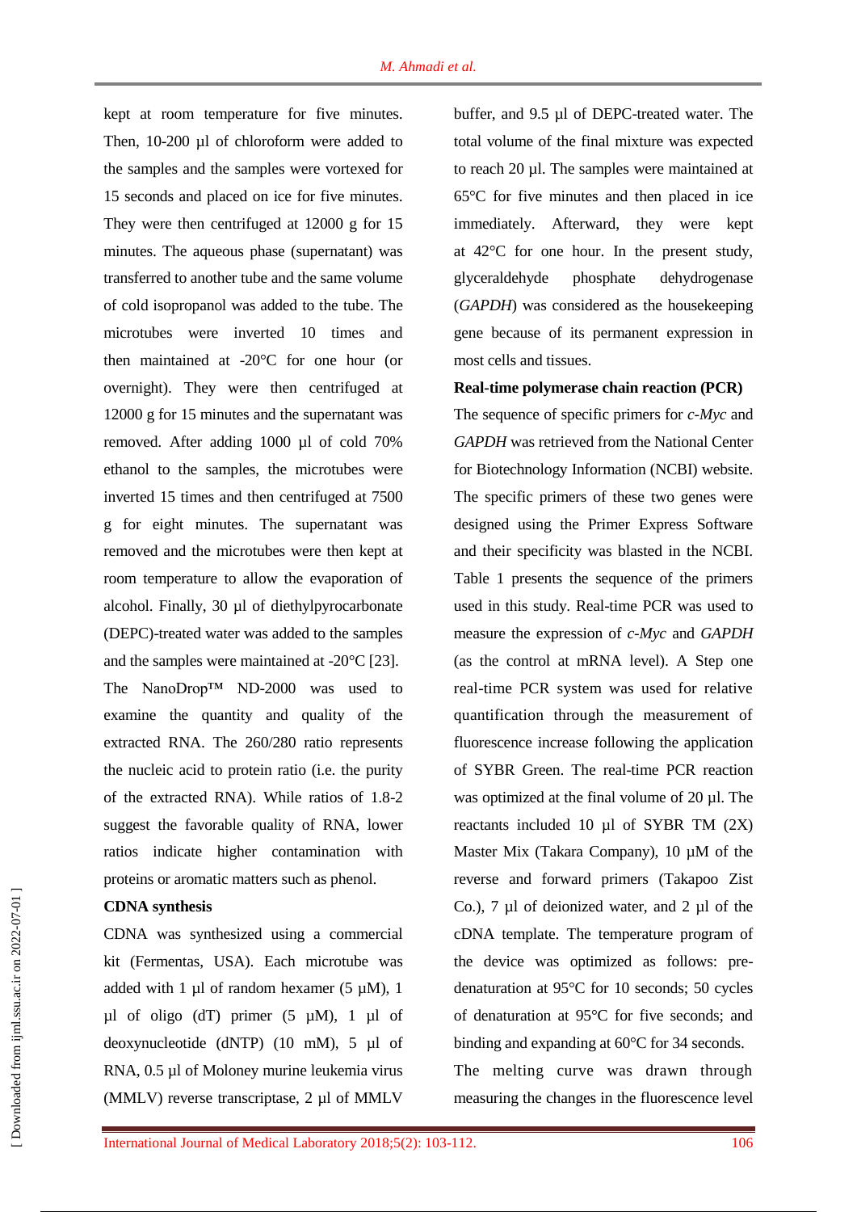kept at room temperature for five minutes. Then, 10-200 µl of chloroform were added to the samples and the samples were vortexed for 15 seconds and placed on ice for five minutes. They were then centrifuged at 12000 g for 15 minutes. The aqueous phase (supernatant) was transferred to another tube and the same volume of cold isopropanol was added to the tube. The microtubes were inverted 10 times and then maintained at -20°C for one hour (or overnight). They were then centrifuged at 12000 g for 15 minutes and the supernatant was removed. After adding 1000 µl of cold 70% ethanol to the samples, the microtubes were inverted 15 times and then centrifuged at 7500 g for eight minutes. The supernatant was removed and the microtubes were then kept at room temperature to allow the evaporation of alcohol. Finally, 30 µl of diethylpyrocarbonate (DEPC)-treated water was added to the samples and the samples were maintained at -20°C [23].

The NanoDrop™ ND-2000 was used to examine the quantity and quality of the extracted RNA. The 260/280 ratio represents the nucleic acid to protein ratio (i.e. the purity of the extracted RNA). While ratios of 1.8-2 suggest the favorable quality of RNA, lower ratios indicate higher contamination with proteins or aromatic matters such as phenol.

**CDNA synthesis**

CDNA was synthesized using a commercial kit (Fermentas, USA). Each microtube was added with 1 µl of random hexamer (5 µM), 1 µl of oligo (dT) primer (5 µM), 1 µl of deoxynucleotide (dNTP) (10 mM), 5 µl of RNA, 0.5 µl of Moloney murine leukemia virus (MMLV) reverse transcriptase, 2 µl of MMLV buffer, and 9.5 µl of DEPC-treated water. The total volume of the final mixture was expected to reach 20 µl. The samples were maintained at 65°C for five minutes and then placed in ice immediately. Afterward, they were kept at 42°C for one hour. In the present study, glyceraldehyde phosphate dehydrogenase (*GAPDH*) was considered as the housekeeping gene because of its permanent expression in most cells and tissues.

**Real-time polymerase chain reaction (PCR)**

The sequence of specific primers for *c-Myc* and *GAPDH* was retrieved from the National Center for Biotechnology Information (NCBI) website. The specific primers of these two genes were designed using the Primer Express Software and their specificity was blasted in the NCBI. Table 1 presents the sequence of the primers used in this study. Real-time PCR was used to measure the expression of *c-Myc* and *GAPDH* (as the control at mRNA level). A Step one real-time PCR system was used for relative quantification through the measurement of fluorescence increase following the application of SYBR Green. The real-time PCR reaction was optimized at the final volume of 20 µl. The reactants included 10 µl of SYBR TM (2X) Master Mix (Takara Company), 10 µM of the reverse and forward primers (Takapoo Zist Co.), 7 µl of deionized water, and 2 µl of the cDNA template. The temperature program of the device was optimized as follows: pre-denaturation at 95°C for 10 seconds; 50 cycles of denaturation at 95°C for five seconds; and binding and expanding at 60°C for 34 seconds.

The melting curve was drawn through measuring the changes in the fluorescence level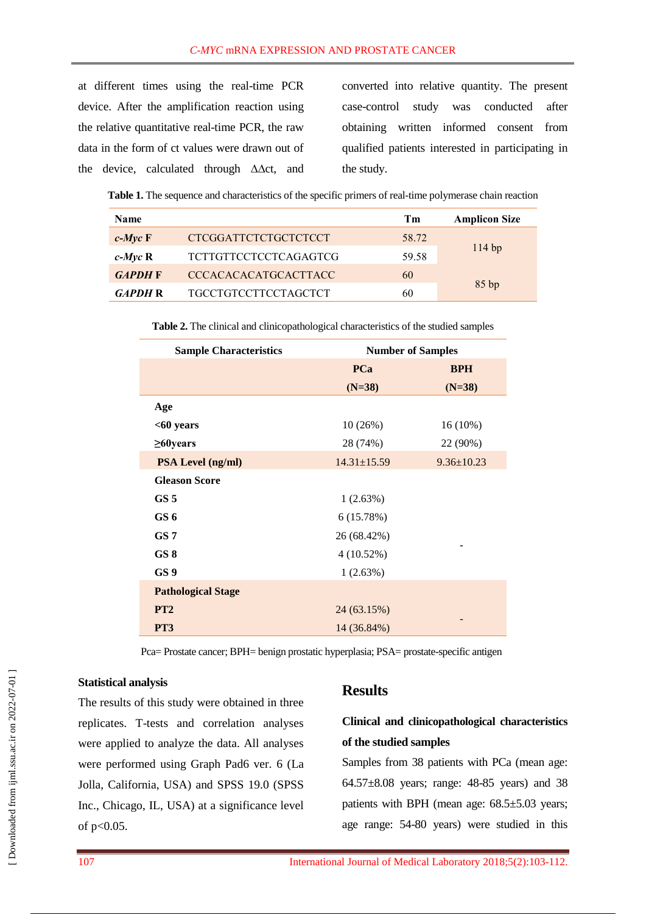at different times using the real-time PCR device. After the amplification reaction using the relative quantitative real-time PCR, the raw data in the form of ct values were drawn out of the device, calculated through ΔΔct, and converted into relative quantity. The present case-control study was conducted after obtaining written informed consent from qualified patients interested in participating in the study.

**Table 1.** The sequence and characteristics of the specific primers of real-time polymerase chain reaction

| Name | | Tm | Amplicon Size |
|---|---|---|---|
| ***c-Myc*** **F** | CTCGGATTCTCTGCTCTCCT | 58.72 | 114 bp |
| ***c-Myc*** **R** | TCTTGTTCCTCCTCAGAGTCG | 59.58 | |
| ***GAPDH*** **F** | CCCACACACATGCACTTACC | 60 | 85 bp |
| ***GAPDH*** **R** | TGCCTGTCCTTCCTAGCTCT | 60 | |

**Table 2.** The clinical and clinicopathological characteristics of the studied samples

| Sample Characteristics | Number of Samples | |
|---|---|---|
| | **PCa (N=38)** | **BPH (N=38)** |
| **Age** | | |
| **<60 years** | 10 (26%) | 16 (10%) |
| **≥60years** | 28 (74%) | 22 (90%) |
| **PSA Level (ng/ml)** | 14.31±15.59 | 9.36±10.23 |
| **Gleason Score** | | |
| **GS 5** | 1 (2.63%) | - |
| **GS 6** | 6 (15.78%) | |
| **GS 7** | 26 (68.42%) | |
| **GS 8** | 4 (10.52%) | |
| **GS 9** | 1 (2.63%) | |
| **Pathological Stage** | | |
| **PT2** | 24 (63.15%) | - |
| **PT3** | 14 (36.84%) | |

Pca= Prostate cancer; BPH= benign prostatic hyperplasia; PSA= prostate-specific antigen

### Statistical analysis

The results of this study were obtained in three replicates. T-tests and correlation analyses were applied to analyze the data. All analyses were performed using Graph Pad6 ver. 6 (La Jolla, California, USA) and SPSS 19.0 (SPSS Inc., Chicago, IL, USA) at a significance level of $p<0.05$.

## Results

### Clinical and clinicopathological characteristics of the studied samples

Samples from 38 patients with PCa (mean age: 64.57±8.08 years; range: 48-85 years) and 38 patients with BPH (mean age: 68.5±5.03 years; age range: 54-80 years) were studied in this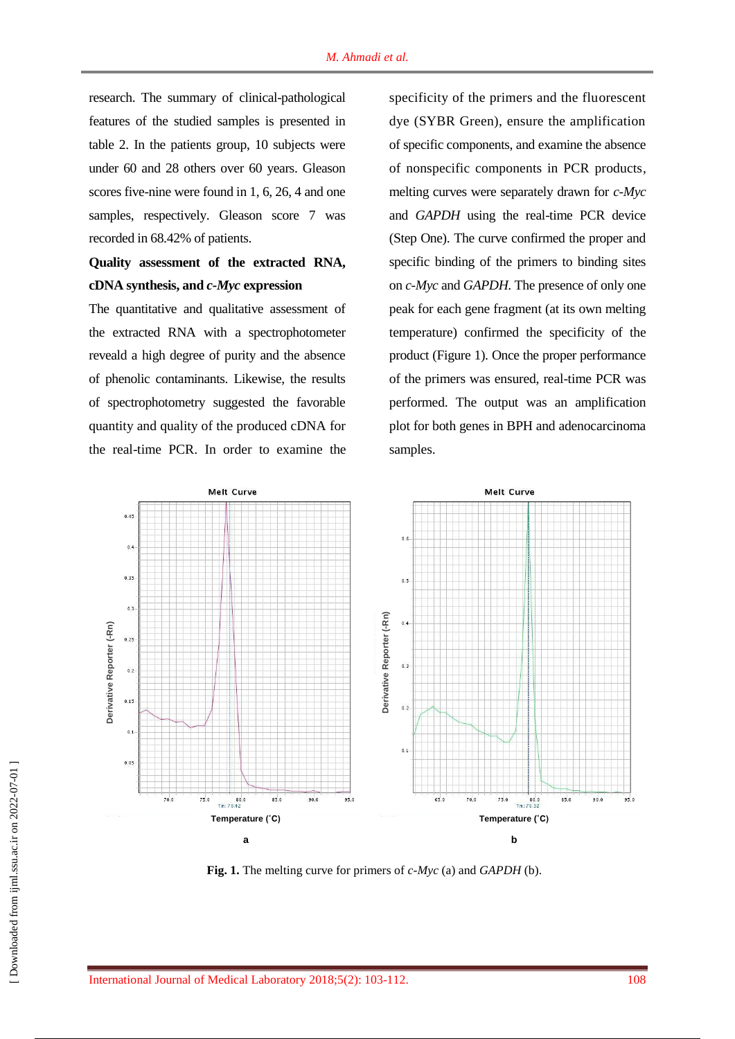research. The summary of clinical-pathological features of the studied samples is presented in table 2. In the patients group, 10 subjects were under 60 and 28 others over 60 years. Gleason scores five-nine were found in 1, 6, 26, 4 and one samples, respectively. Gleason score 7 was recorded in 68.42% of patients.

**Quality assessment of the extracted RNA, cDNA synthesis, and *c-Myc* expression**

The quantitative and qualitative assessment of the extracted RNA with a spectrophotometer reveald a high degree of purity and the absence of phenolic contaminants. Likewise, the results of spectrophotometry suggested the favorable quantity and quality of the produced cDNA for the real-time PCR. In order to examine the specificity of the primers and the fluorescent dye (SYBR Green), ensure the amplification of specific components, and examine the absence of nonspecific components in PCR products, melting curves were separately drawn for *c-Myc* and *GAPDH* using the real-time PCR device (Step One). The curve confirmed the proper and specific binding of the primers to binding sites on *c-Myc* and *GAPDH*. The presence of only one peak for each gene fragment (at its own melting temperature) confirmed the specificity of the product (Figure 1). Once the proper performance of the primers was ensured, real-time PCR was performed. The output was an amplification plot for both genes in BPH and adenocarcinoma samples.

**Fig. 1.** The melting curve for primers of *c-Myc* (a) and *GAPDH* (b).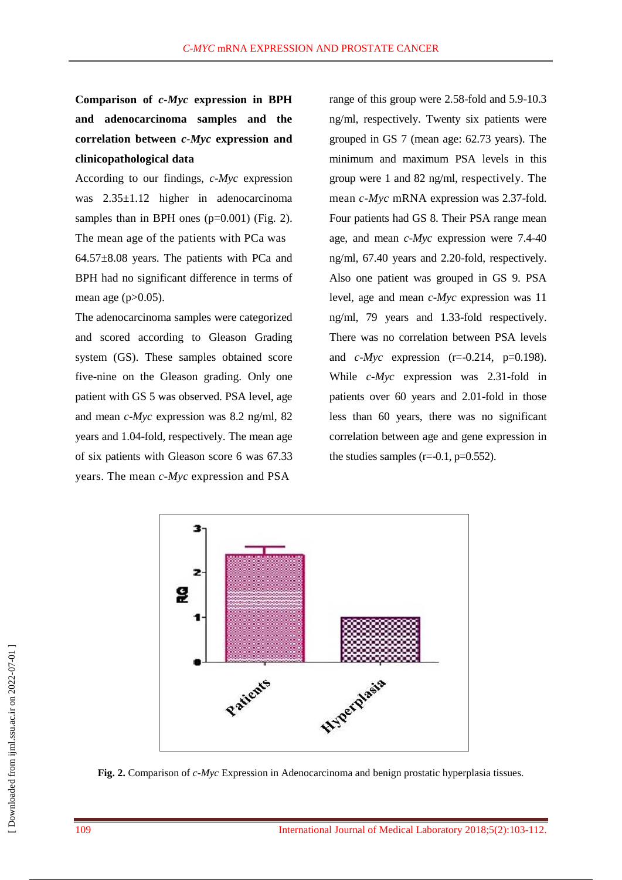**Comparison of *c-Myc* expression in BPH and adenocarcinoma samples and the correlation between *c-Myc* expression and clinicopathological data**

According to our findings, *c-Myc* expression was 2.35±1.12 higher in adenocarcinoma samples than in BPH ones (p=0.001) (Fig. 2). The mean age of the patients with PCa was 64.57±8.08 years. The patients with PCa and BPH had no significant difference in terms of mean age (p>0.05).

The adenocarcinoma samples were categorized and scored according to Gleason Grading system (GS). These samples obtained score five-nine on the Gleason grading. Only one patient with GS 5 was observed. PSA level, age and mean *c-Myc* expression was 8.2 ng/ml, 82 years and 1.04-fold, respectively. The mean age of six patients with Gleason score 6 was 67.33 years. The mean *c-Myc* expression and PSA range of this group were 2.58-fold and 5.9-10.3 ng/ml, respectively. Twenty six patients were grouped in GS 7 (mean age: 62.73 years). The minimum and maximum PSA levels in this group were 1 and 82 ng/ml, respectively. The mean *c-Myc* mRNA expression was 2.37-fold. Four patients had GS 8. Their PSA range mean age, and mean *c-Myc* expression were 7.4-40 ng/ml, 67.40 years and 2.20-fold, respectively. Also one patient was grouped in GS 9. PSA level, age and mean *c-Myc* expression was 11 ng/ml, 79 years and 1.33-fold respectively. There was no correlation between PSA levels and *c-Myc* expression (r=-0.214, p=0.198). While *c-Myc* expression was 2.31-fold in patients over 60 years and 2.01-fold in those less than 60 years, there was no significant correlation between age and gene expression in the studies samples (r=-0.1, p=0.552).

**Fig. 2.** Comparison of *c-Myc* Expression in Adenocarcinoma and benign prostatic hyperplasia tissues.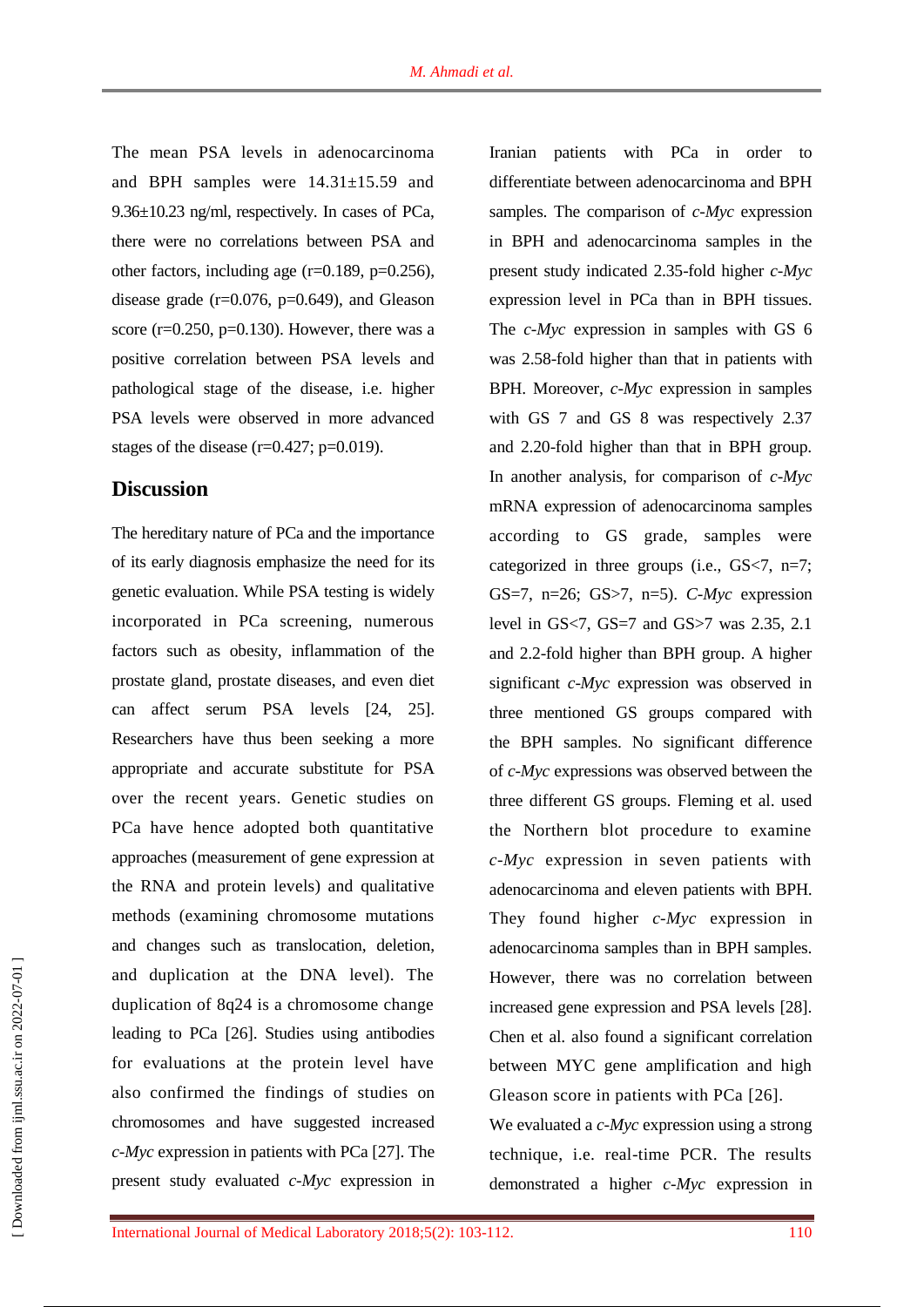The mean PSA levels in adenocarcinoma and BPH samples were 14.31±15.59 and 9.36±10.23 ng/ml, respectively. In cases of PCa, there were no correlations between PSA and other factors, including age (r=0.189, p=0.256), disease grade (r=0.076, p=0.649), and Gleason score (r=0.250, p=0.130). However, there was a positive correlation between PSA levels and pathological stage of the disease, i.e. higher PSA levels were observed in more advanced stages of the disease (r=0.427; p=0.019).

## Discussion

The hereditary nature of PCa and the importance of its early diagnosis emphasize the need for its genetic evaluation. While PSA testing is widely incorporated in PCa screening, numerous factors such as obesity, inflammation of the prostate gland, prostate diseases, and even diet can affect serum PSA levels [24, 25]. Researchers have thus been seeking a more appropriate and accurate substitute for PSA over the recent years. Genetic studies on PCa have hence adopted both quantitative approaches (measurement of gene expression at the RNA and protein levels) and qualitative methods (examining chromosome mutations and changes such as translocation, deletion, and duplication at the DNA level). The duplication of 8q24 is a chromosome change leading to PCa [26]. Studies using antibodies for evaluations at the protein level have also confirmed the findings of studies on chromosomes and have suggested increased *c-Myc* expression in patients with PCa [27]. The present study evaluated *c-Myc* expression in Iranian patients with PCa in order to differentiate between adenocarcinoma and BPH samples. The comparison of *c-Myc* expression in BPH and adenocarcinoma samples in the present study indicated 2.35-fold higher *c-Myc* expression level in PCa than in BPH tissues. The *c-Myc* expression in samples with GS 6 was 2.58-fold higher than that in patients with BPH. Moreover, *c-Myc* expression in samples with GS 7 and GS 8 was respectively 2.37 and 2.20-fold higher than that in BPH group. In another analysis, for comparison of *c-Myc* mRNA expression of adenocarcinoma samples according to GS grade, samples were categorized in three groups (i.e., GS<7, n=7; GS=7, n=26; GS>7, n=5). *C-Myc* expression level in GS<7, GS=7 and GS>7 was 2.35, 2.1 and 2.2-fold higher than BPH group. A higher significant *c-Myc* expression was observed in three mentioned GS groups compared with the BPH samples. No significant difference of *c-Myc* expressions was observed between the three different GS groups. Fleming et al. used the Northern blot procedure to examine *c-Myc* expression in seven patients with adenocarcinoma and eleven patients with BPH. They found higher *c-Myc* expression in adenocarcinoma samples than in BPH samples. However, there was no correlation between increased gene expression and PSA levels [28]. Chen et al. also found a significant correlation between MYC gene amplification and high Gleason score in patients with PCa [26].

We evaluated a *c-Myc* expression using a strong technique, i.e. real-time PCR. The results demonstrated a higher *c-Myc* expression in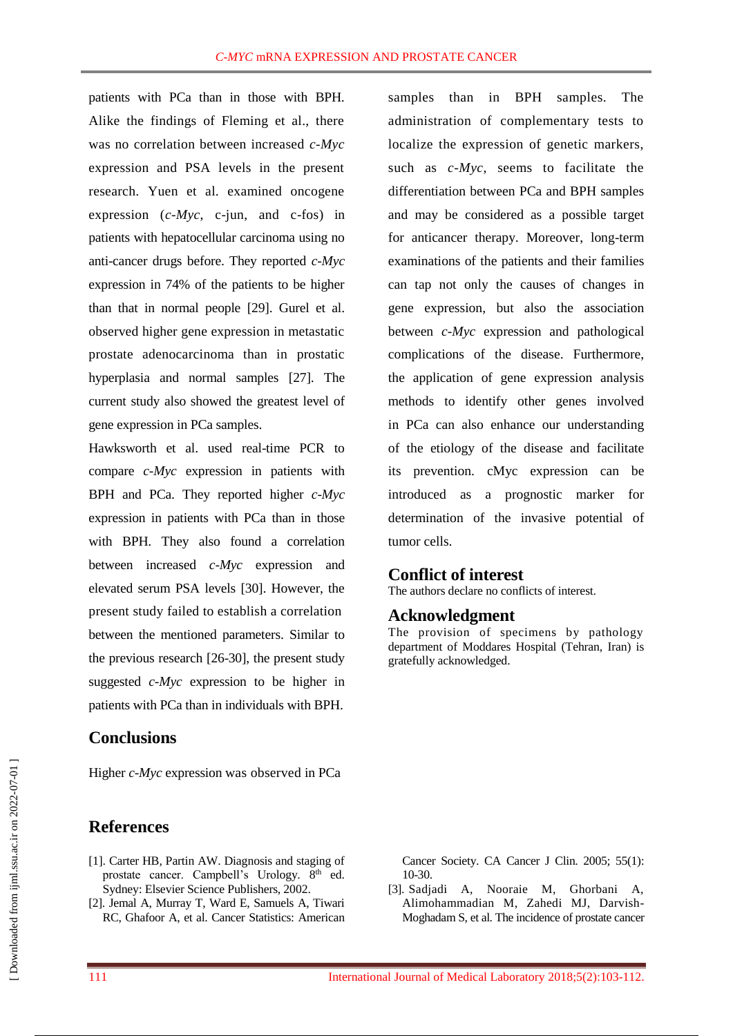patients with PCa than in those with BPH. Alike the findings of Fleming et al., there was no correlation between increased *c-Myc* expression and PSA levels in the present research. Yuen et al. examined oncogene expression (*c-Myc*, c-jun, and c-fos) in patients with hepatocellular carcinoma using no anti-cancer drugs before. They reported *c-Myc* expression in 74% of the patients to be higher than that in normal people [29]. Gurel et al. observed higher gene expression in metastatic prostate adenocarcinoma than in prostatic hyperplasia and normal samples [27]. The current study also showed the greatest level of gene expression in PCa samples.

Hawksworth et al. used real-time PCR to compare *c-Myc* expression in patients with BPH and PCa. They reported higher *c-Myc* expression in patients with PCa than in those with BPH. They also found a correlation between increased *c-Myc* expression and elevated serum PSA levels [30]. However, the present study failed to establish a correlation between the mentioned parameters. Similar to the previous research [26-30], the present study suggested *c-Myc* expression to be higher in patients with PCa than in individuals with BPH.

## Conclusions

Higher *c-Myc* expression was observed in PCa samples than in BPH samples. The administration of complementary tests to localize the expression of genetic markers, such as *c-Myc*, seems to facilitate the differentiation between PCa and BPH samples and may be considered as a possible target for anticancer therapy. Moreover, long-term examinations of the patients and their families can tap not only the causes of changes in gene expression, but also the association between *c-Myc* expression and pathological complications of the disease. Furthermore, the application of gene expression analysis methods to identify other genes involved in PCa can also enhance our understanding of the etiology of the disease and facilitate its prevention. cMyc expression can be introduced as a prognostic marker for determination of the invasive potential of tumor cells.

## Conflict of interest

The authors declare no conflicts of interest.

## Acknowledgment

The provision of specimens by pathology department of Moddares Hospital (Tehran, Iran) is gratefully acknowledged.

## References

[1]. Carter HB, Partin AW. Diagnosis and staging of prostate cancer. Campbell's Urology. 8th ed. Sydney: Elsevier Science Publishers, 2002.

[2]. Jemal A, Murray T, Ward E, Samuels A, Tiwari RC, Ghafoor A, et al. Cancer Statistics: American Cancer Society. CA Cancer J Clin. 2005; 55(1): 10-30.

[3]. Sadjadi A, Nooraie M, Ghorbani A, Alimohammadian M, Zahedi MJ, Darvish-Moghadam S, et al. The incidence of prostate cancer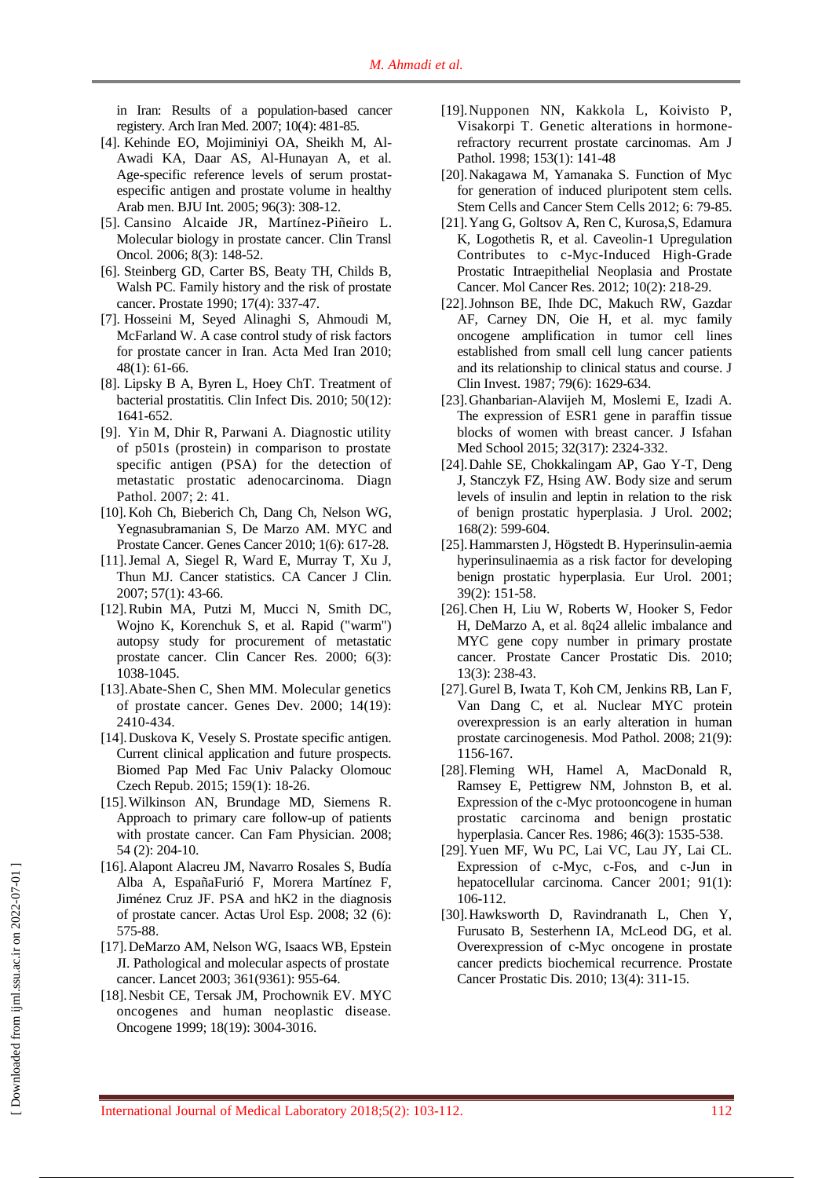in Iran: Results of a population-based cancer registery. Arch Iran Med. 2007; 10(4): 481-85.

[4]. Kehinde EO, Mojiminiyi OA, Sheikh M, Al-Awadi KA, Daar AS, Al-Hunayan A, et al. Age-specific reference levels of serum prostat-especific antigen and prostate volume in healthy Arab men. BJU Int. 2005; 96(3): 308-12.

[5]. Cansino Alcaide JR, Martínez-Piñeiro L. Molecular biology in prostate cancer. Clin Transl Oncol. 2006; 8(3): 148-52.

[6]. Steinberg GD, Carter BS, Beaty TH, Childs B, Walsh PC. Family history and the risk of prostate cancer. Prostate 1990; 17(4): 337-47.

[7]. Hosseini M, Seyed Alinaghi S, Ahmoudi M, McFarland W. A case control study of risk factors for prostate cancer in Iran. Acta Med Iran 2010; 48(1): 61-66.

[8]. Lipsky B A, Byren L, Hoey ChT. Treatment of bacterial prostatitis. Clin Infect Dis. 2010; 50(12): 1641-652.

[9]. Yin M, Dhir R, Parwani A. Diagnostic utility of p501s (protein) in comparison to prostate specific antigen (PSA) for the detection of metastatic prostatic adenocarcinoma. Diagn Pathol. 2007; 2: 41.

[10]. Koh Ch, Bieberich Ch, Dang Ch, Nelson WG, Yegnasubramanian S, De Marzo AM. MYC and Prostate Cancer. Genes Cancer 2010; 1(6): 617-28.

[11]. Jemal A, Siegel R, Ward E, Murray T, Xu J, Thun MJ. Cancer statistics. CA Cancer J Clin. 2007; 57(1): 43-66.

[12]. Rubin MA, Putzi M, Mucci N, Smith DC, Wojno K, Korenchuk S, et al. Rapid ("warm") autopsy study for procurement of metastatic prostate cancer. Clin Cancer Res. 2000; 6(3): 1038-1045.

[13]. Abate-Shen C, Shen MM. Molecular genetics of prostate cancer. Genes Dev. 2000; 14(19): 2410-434.

[14]. Duskova K, Vesely S. Prostate specific antigen. Current clinical application and future prospects. Biomed Pap Med Fac Univ Palacky Olomouc Czech Repub. 2015; 159(1): 18-26.

[15]. Wilkinson AN, Brundage MD, Siemens R. Approach to primary care follow-up of patients with prostate cancer. Can Fam Physician. 2008; 54 (2): 204-10.

[16]. Alapont Alacreu JM, Navarro Rosales S, Budía Alba A, EspañaFurió F, Morera Martínez F, Jiménez Cruz JF. PSA and hK2 in the diagnosis of prostate cancer. Actas Urol Esp. 2008; 32 (6): 575-88.

[17]. DeMarzo AM, Nelson WG, Isaacs WB, Epstein JI. Pathological and molecular aspects of prostate cancer. Lancet 2003; 361(9361): 955-64.

[18]. Nesbit CE, Tersak JM, Prochownik EV. MYC oncogenes and human neoplastic disease. Oncogene 1999; 18(19): 3004-3016.

[19]. Nupponen NN, Kakkola L, Koivisto P, Visakorpi T. Genetic alterations in hormone-refractory recurrent prostate carcinomas. Am J Pathol. 1998; 153(1): 141-48

[20]. Nakagawa M, Yamanaka S. Function of Myc for generation of induced pluripotent stem cells. Stem Cells and Cancer Stem Cells 2012; 6: 79-85.

[21]. Yang G, Goltsov A, Ren C, Kurosa,S, Edamura K, Logothetis R, et al. Caveolin-1 Upregulation Contributes to c-Myc-Induced High-Grade Prostatic Intraepithelial Neoplasia and Prostate Cancer. Mol Cancer Res. 2012; 10(2): 218-29.

[22]. Johnson BE, Ihde DC, Makuch RW, Gazdar AF, Carney DN, Oie H, et al. myc family oncogene amplification in tumor cell lines established from small cell lung cancer patients and its relationship to clinical status and course. J Clin Invest. 1987; 79(6): 1629-634.

[23]. Ghanbarian-Alavijeh M, Moslemi E, Izadi A. The expression of ESR1 gene in paraffin tissue blocks of women with breast cancer. J Isfahan Med School 2015; 32(317): 2324-332.

[24]. Dahle SE, Chokkalingam AP, Gao Y-T, Deng J, Stanczyk FZ, Hsing AW. Body size and serum levels of insulin and leptin in relation to the risk of benign prostatic hyperplasia. J Urol. 2002; 168(2): 599-604.

[25]. Hammarsten J, Högstedt B. Hyperinsulin-aemia hyperinsulinaemia as a risk factor for developing benign prostatic hyperplasia. Eur Urol. 2001; 39(2): 151-58.

[26]. Chen H, Liu W, Roberts W, Hooker S, Fedor H, DeMarzo A, et al. 8q24 allelic imbalance and MYC gene copy number in primary prostate cancer. Prostate Cancer Prostatic Dis. 2010; 13(3): 238-43.

[27]. Gurel B, Iwata T, Koh CM, Jenkins RB, Lan F, Van Dang C, et al. Nuclear MYC protein overexpression is an early alteration in human prostate carcinogenesis. Mod Pathol. 2008; 21(9): 1156-167.

[28]. Fleming WH, Hamel A, MacDonald R, Ramsey E, Pettigrew NM, Johnston B, et al. Expression of the c-Myc protooncogene in human prostatic carcinoma and benign prostatic hyperplasia. Cancer Res. 1986; 46(3): 1535-538.

[29]. Yuen MF, Wu PC, Lai VC, Lau JY, Lai CL. Expression of c-Myc, c-Fos, and c-Jun in hepatocellular carcinoma. Cancer 2001; 91(1): 106-112.

[30]. Hawksworth D, Ravindranath L, Chen Y, Furusato B, Sesterhenn IA, McLeod DG, et al. Overexpression of c-Myc oncogene in prostate cancer predicts biochemical recurrence. Prostate Cancer Prostatic Dis. 2010; 13(4): 311-15.